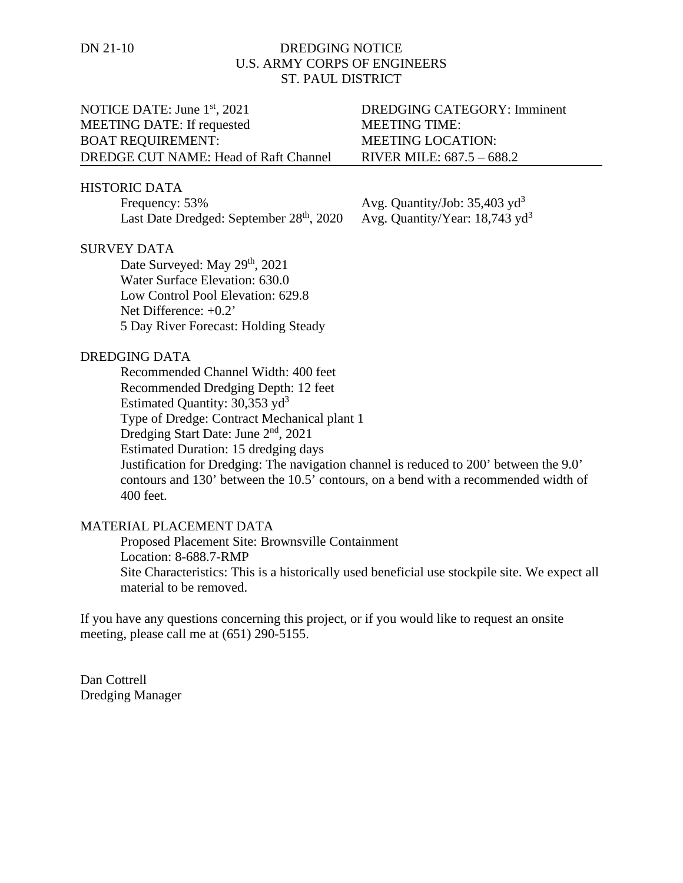DN 21-10

# DREDGING NOTICE
## U.S. ARMY CORPS OF ENGINEERS
## ST. PAUL DISTRICT

| | |
|---|---|
| NOTICE DATE: June 1st, 2021 | DREDGING CATEGORY: Imminent |
| MEETING DATE: If requested | MEETING TIME: |
| BOAT REQUIREMENT: | MEETING LOCATION: |
| DREDGE CUT NAME: Head of Raft Channel | RIVER MILE: 687.5 – 688.2 |

### HISTORIC DATA

| | |
|---|---|
| Frequency: 53% | Avg. Quantity/Job: 35,403 $yd^3$ |
| Last Date Dredged: September 28th, 2020 | Avg. Quantity/Year: 18,743 $yd^3$ |

### SURVEY DATA

Date Surveyed: May 29th, 2021
Water Surface Elevation: 630.0
Low Control Pool Elevation: 629.8
Net Difference: +0.2'
5 Day River Forecast: Holding Steady

### DREDGING DATA

Recommended Channel Width: 400 feet
Recommended Dredging Depth: 12 feet
Estimated Quantity: 30,353 $yd^3$
Type of Dredge: Contract Mechanical plant 1
Dredging Start Date: June 2nd, 2021
Estimated Duration: 15 dredging days
Justification for Dredging: The navigation channel is reduced to 200' between the 9.0' contours and 130' between the 10.5' contours, on a bend with a recommended width of 400 feet.

### MATERIAL PLACEMENT DATA

Proposed Placement Site: Brownsville Containment
Location: 8-688.7-RMP
Site Characteristics: This is a historically used beneficial use stockpile site. We expect all material to be removed.

If you have any questions concerning this project, or if you would like to request an onsite meeting, please call me at (651) 290-5155.

Dan Cottrell
Dredging Manager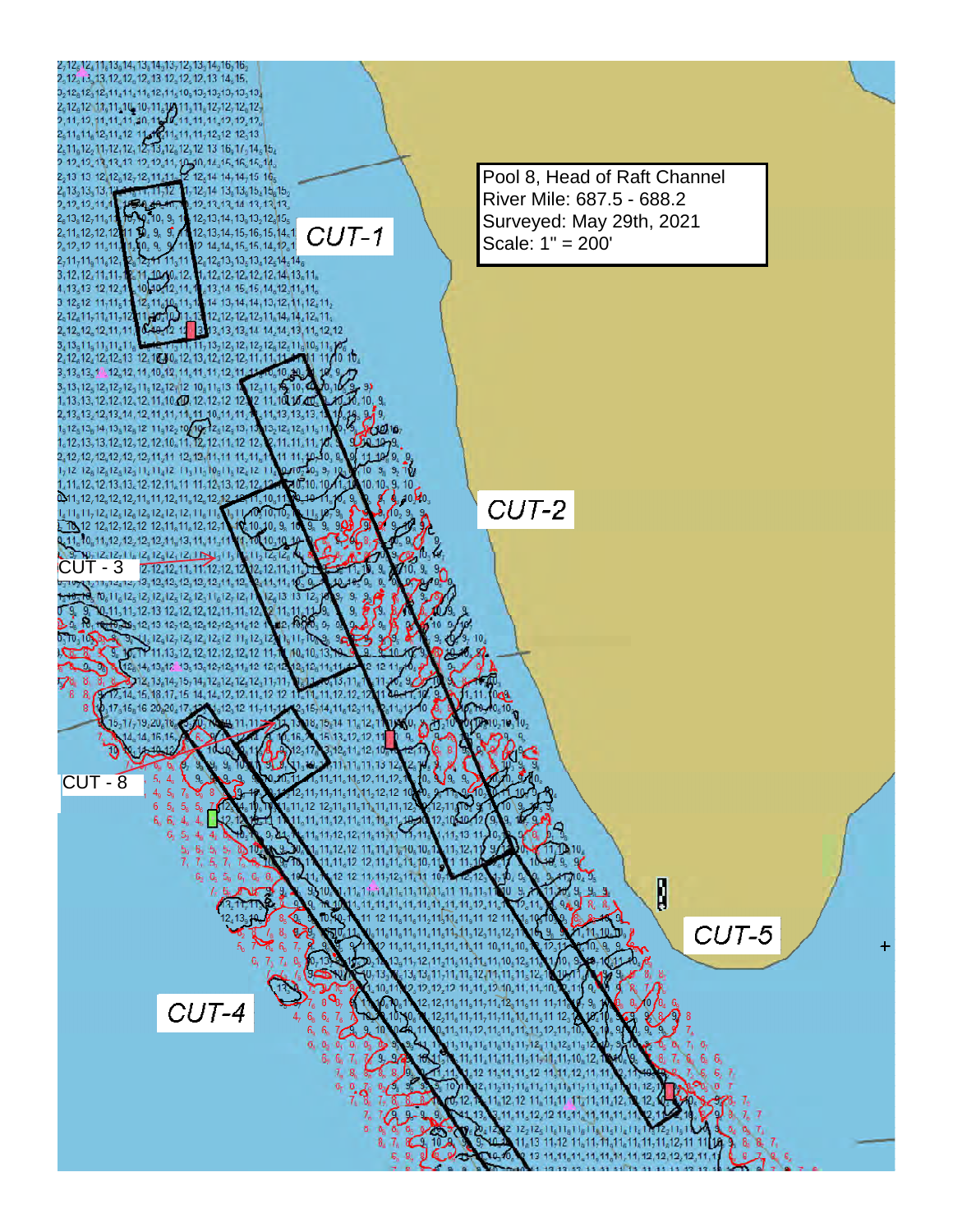Pool 8, Head of Raft Channel
River Mile: 687.5 - 688.2
Surveyed: May 29th, 2021
Scale: 1" = 200'

CUT-1

CUT-2

CUT - 3

CUT - 8

CUT-5

CUT-4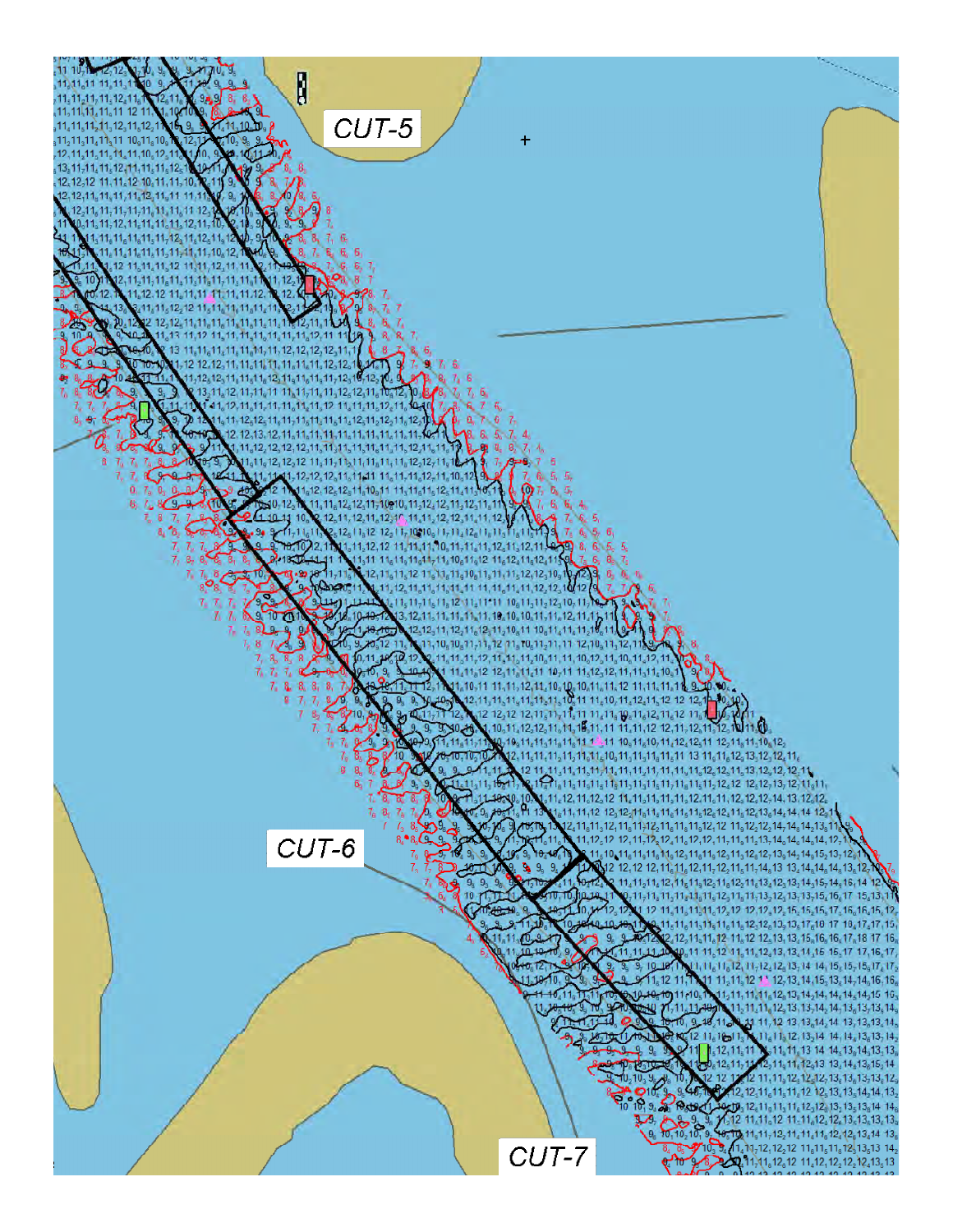CUT-5

CUT-6

CUT-7